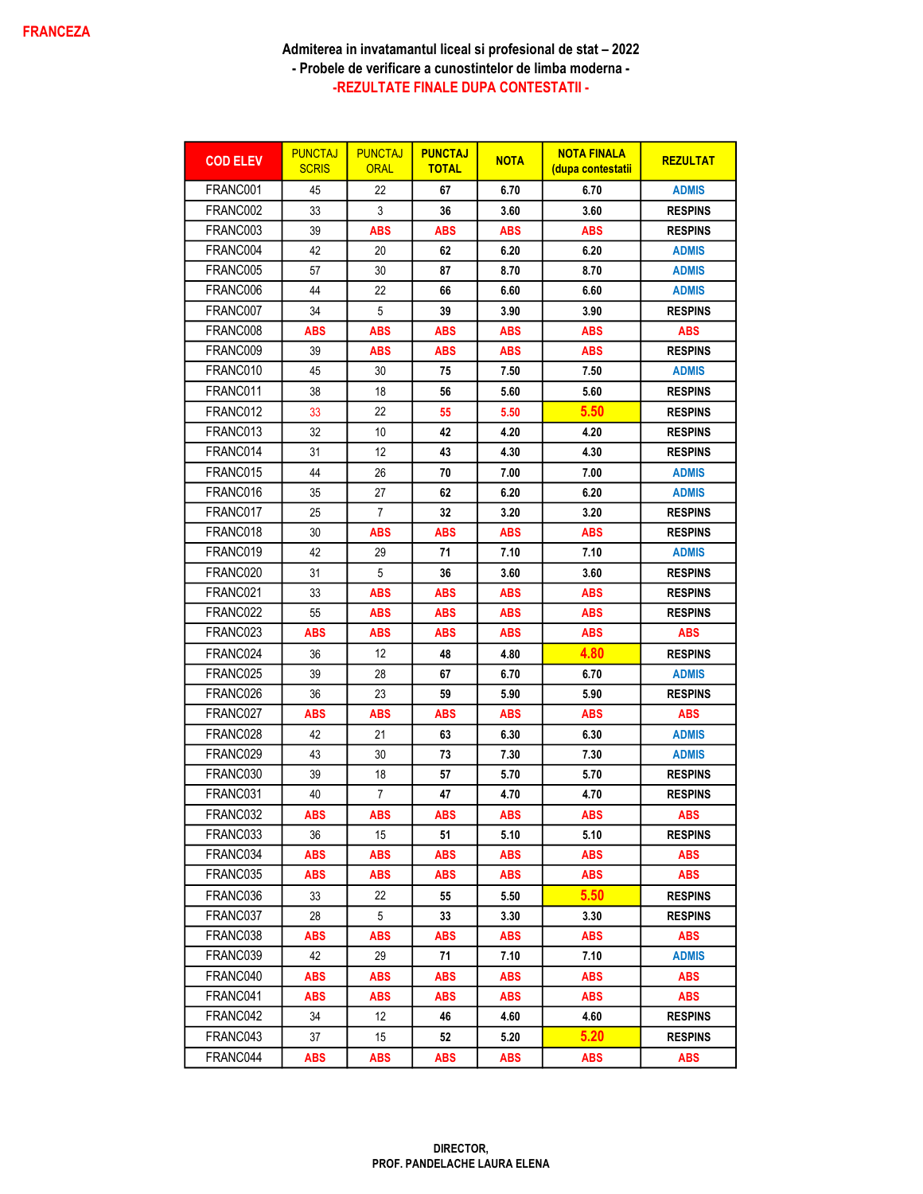FRANCEZA

**Admiterea in invatamantul liceal si profesional de stat – 2022**
**- Probele de verificare a cunostintelor de limba moderna -**
**-REZULTATE FINALE DUPA CONTESTATII -**

| COD ELEV | PUNCTAJ SCRIS | PUNCTAJ ORAL | PUNCTAJ TOTAL | NOTA | NOTA FINALA (dupa contestatii | REZULTAT |
|---|---|---|---|---|---|---|
| FRANC001 | 45 | 22 | 67 | 6.70 | 6.70 | ADMIS |
| FRANC002 | 33 | 3 | 36 | 3.60 | 3.60 | RESPINS |
| FRANC003 | 39 | ABS | ABS | ABS | ABS | RESPINS |
| FRANC004 | 42 | 20 | 62 | 6.20 | 6.20 | ADMIS |
| FRANC005 | 57 | 30 | 87 | 8.70 | 8.70 | ADMIS |
| FRANC006 | 44 | 22 | 66 | 6.60 | 6.60 | ADMIS |
| FRANC007 | 34 | 5 | 39 | 3.90 | 3.90 | RESPINS |
| FRANC008 | ABS | ABS | ABS | ABS | ABS | ABS |
| FRANC009 | 39 | ABS | ABS | ABS | ABS | RESPINS |
| FRANC010 | 45 | 30 | 75 | 7.50 | 7.50 | ADMIS |
| FRANC011 | 38 | 18 | 56 | 5.60 | 5.60 | RESPINS |
| FRANC012 | 33 | 22 | 55 | 5.50 | 5.50 | RESPINS |
| FRANC013 | 32 | 10 | 42 | 4.20 | 4.20 | RESPINS |
| FRANC014 | 31 | 12 | 43 | 4.30 | 4.30 | RESPINS |
| FRANC015 | 44 | 26 | 70 | 7.00 | 7.00 | ADMIS |
| FRANC016 | 35 | 27 | 62 | 6.20 | 6.20 | ADMIS |
| FRANC017 | 25 | 7 | 32 | 3.20 | 3.20 | RESPINS |
| FRANC018 | 30 | ABS | ABS | ABS | ABS | RESPINS |
| FRANC019 | 42 | 29 | 71 | 7.10 | 7.10 | ADMIS |
| FRANC020 | 31 | 5 | 36 | 3.60 | 3.60 | RESPINS |
| FRANC021 | 33 | ABS | ABS | ABS | ABS | RESPINS |
| FRANC022 | 55 | ABS | ABS | ABS | ABS | RESPINS |
| FRANC023 | ABS | ABS | ABS | ABS | ABS | ABS |
| FRANC024 | 36 | 12 | 48 | 4.80 | 4.80 | RESPINS |
| FRANC025 | 39 | 28 | 67 | 6.70 | 6.70 | ADMIS |
| FRANC026 | 36 | 23 | 59 | 5.90 | 5.90 | RESPINS |
| FRANC027 | ABS | ABS | ABS | ABS | ABS | ABS |
| FRANC028 | 42 | 21 | 63 | 6.30 | 6.30 | ADMIS |
| FRANC029 | 43 | 30 | 73 | 7.30 | 7.30 | ADMIS |
| FRANC030 | 39 | 18 | 57 | 5.70 | 5.70 | RESPINS |
| FRANC031 | 40 | 7 | 47 | 4.70 | 4.70 | RESPINS |
| FRANC032 | ABS | ABS | ABS | ABS | ABS | ABS |
| FRANC033 | 36 | 15 | 51 | 5.10 | 5.10 | RESPINS |
| FRANC034 | ABS | ABS | ABS | ABS | ABS | ABS |
| FRANC035 | ABS | ABS | ABS | ABS | ABS | ABS |
| FRANC036 | 33 | 22 | 55 | 5.50 | 5.50 | RESPINS |
| FRANC037 | 28 | 5 | 33 | 3.30 | 3.30 | RESPINS |
| FRANC038 | ABS | ABS | ABS | ABS | ABS | ABS |
| FRANC039 | 42 | 29 | 71 | 7.10 | 7.10 | ADMIS |
| FRANC040 | ABS | ABS | ABS | ABS | ABS | ABS |
| FRANC041 | ABS | ABS | ABS | ABS | ABS | ABS |
| FRANC042 | 34 | 12 | 46 | 4.60 | 4.60 | RESPINS |
| FRANC043 | 37 | 15 | 52 | 5.20 | 5.20 | RESPINS |
| FRANC044 | ABS | ABS | ABS | ABS | ABS | ABS |

**DIRECTOR,**
**PROF. PANDELACHE LAURA ELENA**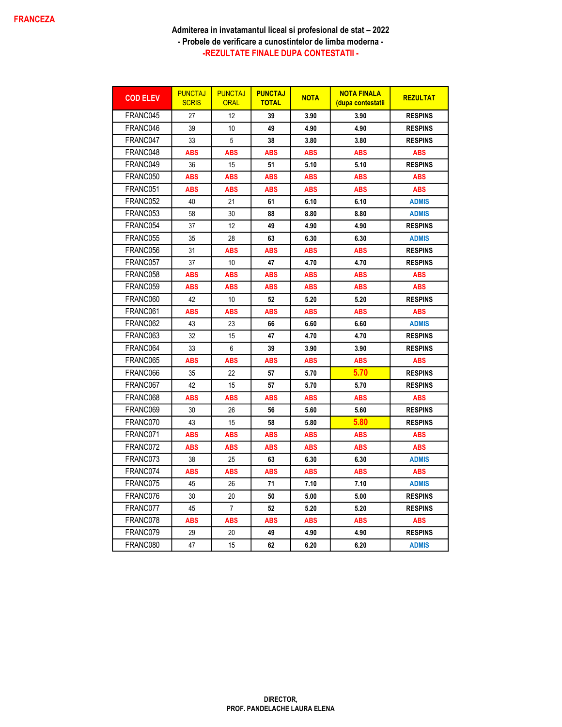FRANCEZA

**Admiterea in invatamantul liceal si profesional de stat – 2022**

**- Probele de verificare a cunostintelor de limba moderna -**

**-REZULTATE FINALE DUPA CONTESTATII -**

| COD ELEV | PUNCTAJ SCRIS | PUNCTAJ ORAL | PUNCTAJ TOTAL | NOTA | NOTA FINALA (dupa contestatii | REZULTAT |
|---|---|---|---|---|---|---|
| FRANC045 | 27 | 12 | 39 | 3.90 | 3.90 | RESPINS |
| FRANC046 | 39 | 10 | 49 | 4.90 | 4.90 | RESPINS |
| FRANC047 | 33 | 5 | 38 | 3.80 | 3.80 | RESPINS |
| FRANC048 | ABS | ABS | ABS | ABS | ABS | ABS |
| FRANC049 | 36 | 15 | 51 | 5.10 | 5.10 | RESPINS |
| FRANC050 | ABS | ABS | ABS | ABS | ABS | ABS |
| FRANC051 | ABS | ABS | ABS | ABS | ABS | ABS |
| FRANC052 | 40 | 21 | 61 | 6.10 | 6.10 | ADMIS |
| FRANC053 | 58 | 30 | 88 | 8.80 | 8.80 | ADMIS |
| FRANC054 | 37 | 12 | 49 | 4.90 | 4.90 | RESPINS |
| FRANC055 | 35 | 28 | 63 | 6.30 | 6.30 | ADMIS |
| FRANC056 | 31 | ABS | ABS | ABS | ABS | RESPINS |
| FRANC057 | 37 | 10 | 47 | 4.70 | 4.70 | RESPINS |
| FRANC058 | ABS | ABS | ABS | ABS | ABS | ABS |
| FRANC059 | ABS | ABS | ABS | ABS | ABS | ABS |
| FRANC060 | 42 | 10 | 52 | 5.20 | 5.20 | RESPINS |
| FRANC061 | ABS | ABS | ABS | ABS | ABS | ABS |
| FRANC062 | 43 | 23 | 66 | 6.60 | 6.60 | ADMIS |
| FRANC063 | 32 | 15 | 47 | 4.70 | 4.70 | RESPINS |
| FRANC064 | 33 | 6 | 39 | 3.90 | 3.90 | RESPINS |
| FRANC065 | ABS | ABS | ABS | ABS | ABS | ABS |
| FRANC066 | 35 | 22 | 57 | 5.70 | 5.70 | RESPINS |
| FRANC067 | 42 | 15 | 57 | 5.70 | 5.70 | RESPINS |
| FRANC068 | ABS | ABS | ABS | ABS | ABS | ABS |
| FRANC069 | 30 | 26 | 56 | 5.60 | 5.60 | RESPINS |
| FRANC070 | 43 | 15 | 58 | 5.80 | 5.80 | RESPINS |
| FRANC071 | ABS | ABS | ABS | ABS | ABS | ABS |
| FRANC072 | ABS | ABS | ABS | ABS | ABS | ABS |
| FRANC073 | 38 | 25 | 63 | 6.30 | 6.30 | ADMIS |
| FRANC074 | ABS | ABS | ABS | ABS | ABS | ABS |
| FRANC075 | 45 | 26 | 71 | 7.10 | 7.10 | ADMIS |
| FRANC076 | 30 | 20 | 50 | 5.00 | 5.00 | RESPINS |
| FRANC077 | 45 | 7 | 52 | 5.20 | 5.20 | RESPINS |
| FRANC078 | ABS | ABS | ABS | ABS | ABS | ABS |
| FRANC079 | 29 | 20 | 49 | 4.90 | 4.90 | RESPINS |
| FRANC080 | 47 | 15 | 62 | 6.20 | 6.20 | ADMIS |

**DIRECTOR,**
**PROF. PANDELACHE LAURA ELENA**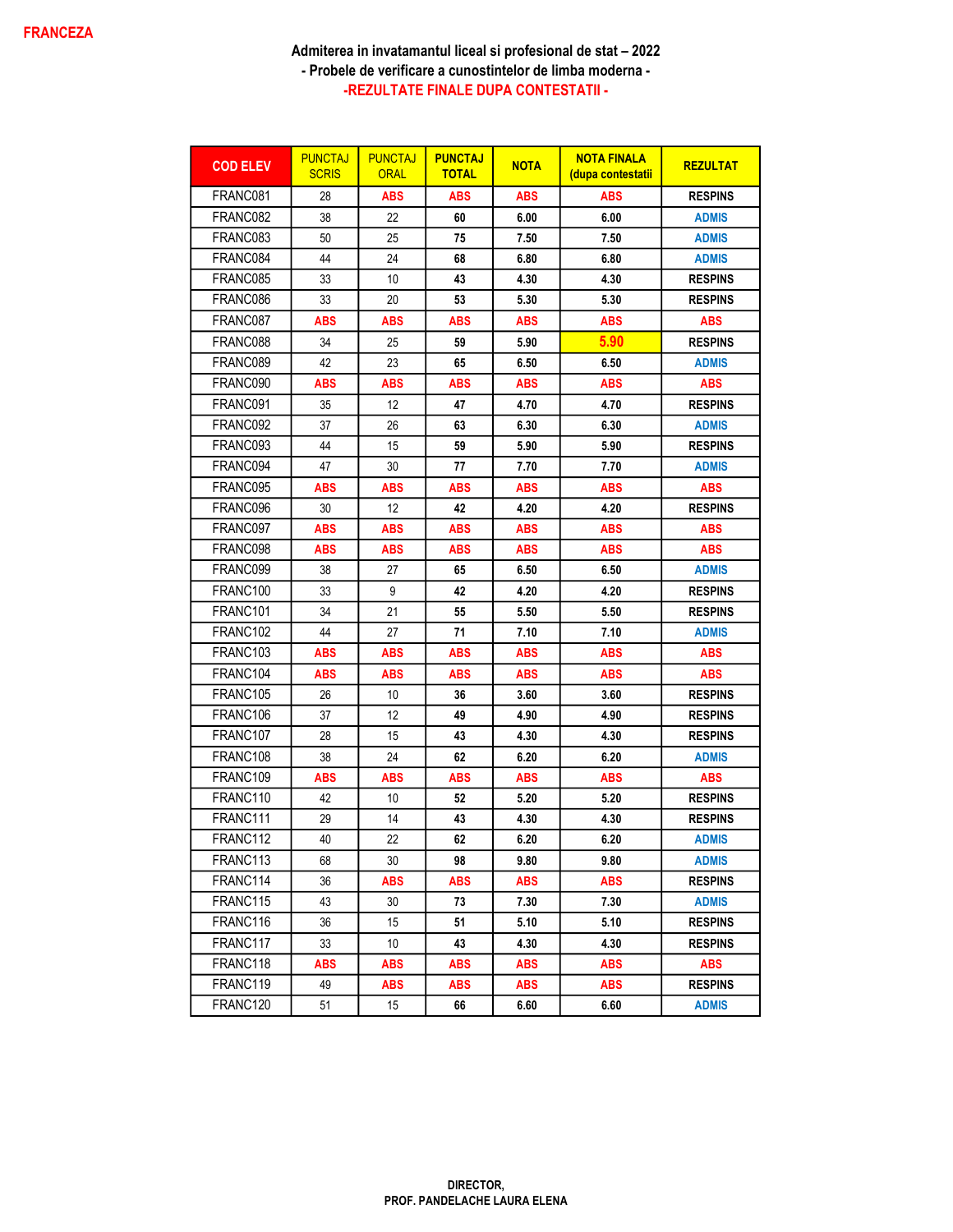FRANCEZA

**Admiterea in invatamantul liceal si profesional de stat – 2022**
**- Probele de verificare a cunostintelor de limba moderna -**
**-REZULTATE FINALE DUPA CONTESTATII -**

| COD ELEV | PUNCTAJ SCRIS | PUNCTAJ ORAL | PUNCTAJ TOTAL | NOTA | NOTA FINALA (dupa contestatii | REZULTAT |
|---|---|---|---|---|---|---|
| FRANC081 | 28 | ABS | ABS | ABS | ABS | RESPINS |
| FRANC082 | 38 | 22 | 60 | 6.00 | 6.00 | ADMIS |
| FRANC083 | 50 | 25 | 75 | 7.50 | 7.50 | ADMIS |
| FRANC084 | 44 | 24 | 68 | 6.80 | 6.80 | ADMIS |
| FRANC085 | 33 | 10 | 43 | 4.30 | 4.30 | RESPINS |
| FRANC086 | 33 | 20 | 53 | 5.30 | 5.30 | RESPINS |
| FRANC087 | ABS | ABS | ABS | ABS | ABS | ABS |
| FRANC088 | 34 | 25 | 59 | 5.90 | 5.90 | RESPINS |
| FRANC089 | 42 | 23 | 65 | 6.50 | 6.50 | ADMIS |
| FRANC090 | ABS | ABS | ABS | ABS | ABS | ABS |
| FRANC091 | 35 | 12 | 47 | 4.70 | 4.70 | RESPINS |
| FRANC092 | 37 | 26 | 63 | 6.30 | 6.30 | ADMIS |
| FRANC093 | 44 | 15 | 59 | 5.90 | 5.90 | RESPINS |
| FRANC094 | 47 | 30 | 77 | 7.70 | 7.70 | ADMIS |
| FRANC095 | ABS | ABS | ABS | ABS | ABS | ABS |
| FRANC096 | 30 | 12 | 42 | 4.20 | 4.20 | RESPINS |
| FRANC097 | ABS | ABS | ABS | ABS | ABS | ABS |
| FRANC098 | ABS | ABS | ABS | ABS | ABS | ABS |
| FRANC099 | 38 | 27 | 65 | 6.50 | 6.50 | ADMIS |
| FRANC100 | 33 | 9 | 42 | 4.20 | 4.20 | RESPINS |
| FRANC101 | 34 | 21 | 55 | 5.50 | 5.50 | RESPINS |
| FRANC102 | 44 | 27 | 71 | 7.10 | 7.10 | ADMIS |
| FRANC103 | ABS | ABS | ABS | ABS | ABS | ABS |
| FRANC104 | ABS | ABS | ABS | ABS | ABS | ABS |
| FRANC105 | 26 | 10 | 36 | 3.60 | 3.60 | RESPINS |
| FRANC106 | 37 | 12 | 49 | 4.90 | 4.90 | RESPINS |
| FRANC107 | 28 | 15 | 43 | 4.30 | 4.30 | RESPINS |
| FRANC108 | 38 | 24 | 62 | 6.20 | 6.20 | ADMIS |
| FRANC109 | ABS | ABS | ABS | ABS | ABS | ABS |
| FRANC110 | 42 | 10 | 52 | 5.20 | 5.20 | RESPINS |
| FRANC111 | 29 | 14 | 43 | 4.30 | 4.30 | RESPINS |
| FRANC112 | 40 | 22 | 62 | 6.20 | 6.20 | ADMIS |
| FRANC113 | 68 | 30 | 98 | 9.80 | 9.80 | ADMIS |
| FRANC114 | 36 | ABS | ABS | ABS | ABS | RESPINS |
| FRANC115 | 43 | 30 | 73 | 7.30 | 7.30 | ADMIS |
| FRANC116 | 36 | 15 | 51 | 5.10 | 5.10 | RESPINS |
| FRANC117 | 33 | 10 | 43 | 4.30 | 4.30 | RESPINS |
| FRANC118 | ABS | ABS | ABS | ABS | ABS | ABS |
| FRANC119 | 49 | ABS | ABS | ABS | ABS | RESPINS |
| FRANC120 | 51 | 15 | 66 | 6.60 | 6.60 | ADMIS |

**DIRECTOR,**
**PROF. PANDELACHE LAURA ELENA**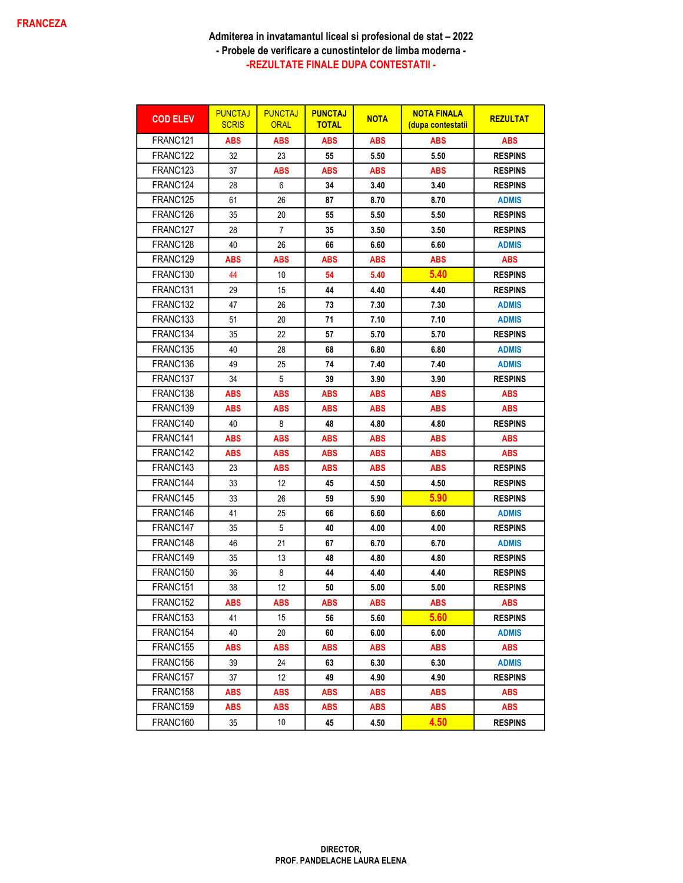**FRANCEZA**

# Admiterea in invatamantul liceal si profesional de stat – 2022

## - Probele de verificare a cunostintelor de limba moderna -

## -REZULTATE FINALE DUPA CONTESTATII -

| COD ELEV | PUNCTAJ SCRIS | PUNCTAJ ORAL | PUNCTAJ TOTAL | NOTA | NOTA FINALA (dupa contestatii | REZULTAT |
|---|---|---|---|---|---|---|
| FRANC121 | ABS | ABS | ABS | ABS | ABS | ABS |
| FRANC122 | 32 | 23 | 55 | 5.50 | 5.50 | RESPINS |
| FRANC123 | 37 | ABS | ABS | ABS | ABS | RESPINS |
| FRANC124 | 28 | 6 | 34 | 3.40 | 3.40 | RESPINS |
| FRANC125 | 61 | 26 | 87 | 8.70 | 8.70 | ADMIS |
| FRANC126 | 35 | 20 | 55 | 5.50 | 5.50 | RESPINS |
| FRANC127 | 28 | 7 | 35 | 3.50 | 3.50 | RESPINS |
| FRANC128 | 40 | 26 | 66 | 6.60 | 6.60 | ADMIS |
| FRANC129 | ABS | ABS | ABS | ABS | ABS | ABS |
| FRANC130 | 44 | 10 | 54 | 5.40 | 5.40 | RESPINS |
| FRANC131 | 29 | 15 | 44 | 4.40 | 4.40 | RESPINS |
| FRANC132 | 47 | 26 | 73 | 7.30 | 7.30 | ADMIS |
| FRANC133 | 51 | 20 | 71 | 7.10 | 7.10 | ADMIS |
| FRANC134 | 35 | 22 | 57 | 5.70 | 5.70 | RESPINS |
| FRANC135 | 40 | 28 | 68 | 6.80 | 6.80 | ADMIS |
| FRANC136 | 49 | 25 | 74 | 7.40 | 7.40 | ADMIS |
| FRANC137 | 34 | 5 | 39 | 3.90 | 3.90 | RESPINS |
| FRANC138 | ABS | ABS | ABS | ABS | ABS | ABS |
| FRANC139 | ABS | ABS | ABS | ABS | ABS | ABS |
| FRANC140 | 40 | 8 | 48 | 4.80 | 4.80 | RESPINS |
| FRANC141 | ABS | ABS | ABS | ABS | ABS | ABS |
| FRANC142 | ABS | ABS | ABS | ABS | ABS | ABS |
| FRANC143 | 23 | ABS | ABS | ABS | ABS | RESPINS |
| FRANC144 | 33 | 12 | 45 | 4.50 | 4.50 | RESPINS |
| FRANC145 | 33 | 26 | 59 | 5.90 | 5.90 | RESPINS |
| FRANC146 | 41 | 25 | 66 | 6.60 | 6.60 | ADMIS |
| FRANC147 | 35 | 5 | 40 | 4.00 | 4.00 | RESPINS |
| FRANC148 | 46 | 21 | 67 | 6.70 | 6.70 | ADMIS |
| FRANC149 | 35 | 13 | 48 | 4.80 | 4.80 | RESPINS |
| FRANC150 | 36 | 8 | 44 | 4.40 | 4.40 | RESPINS |
| FRANC151 | 38 | 12 | 50 | 5.00 | 5.00 | RESPINS |
| FRANC152 | ABS | ABS | ABS | ABS | ABS | ABS |
| FRANC153 | 41 | 15 | 56 | 5.60 | 5.60 | RESPINS |
| FRANC154 | 40 | 20 | 60 | 6.00 | 6.00 | ADMIS |
| FRANC155 | ABS | ABS | ABS | ABS | ABS | ABS |
| FRANC156 | 39 | 24 | 63 | 6.30 | 6.30 | ADMIS |
| FRANC157 | 37 | 12 | 49 | 4.90 | 4.90 | RESPINS |
| FRANC158 | ABS | ABS | ABS | ABS | ABS | ABS |
| FRANC159 | ABS | ABS | ABS | ABS | ABS | ABS |
| FRANC160 | 35 | 10 | 45 | 4.50 | 4.50 | RESPINS |

DIRECTOR,
PROF. PANDELACHE LAURA ELENA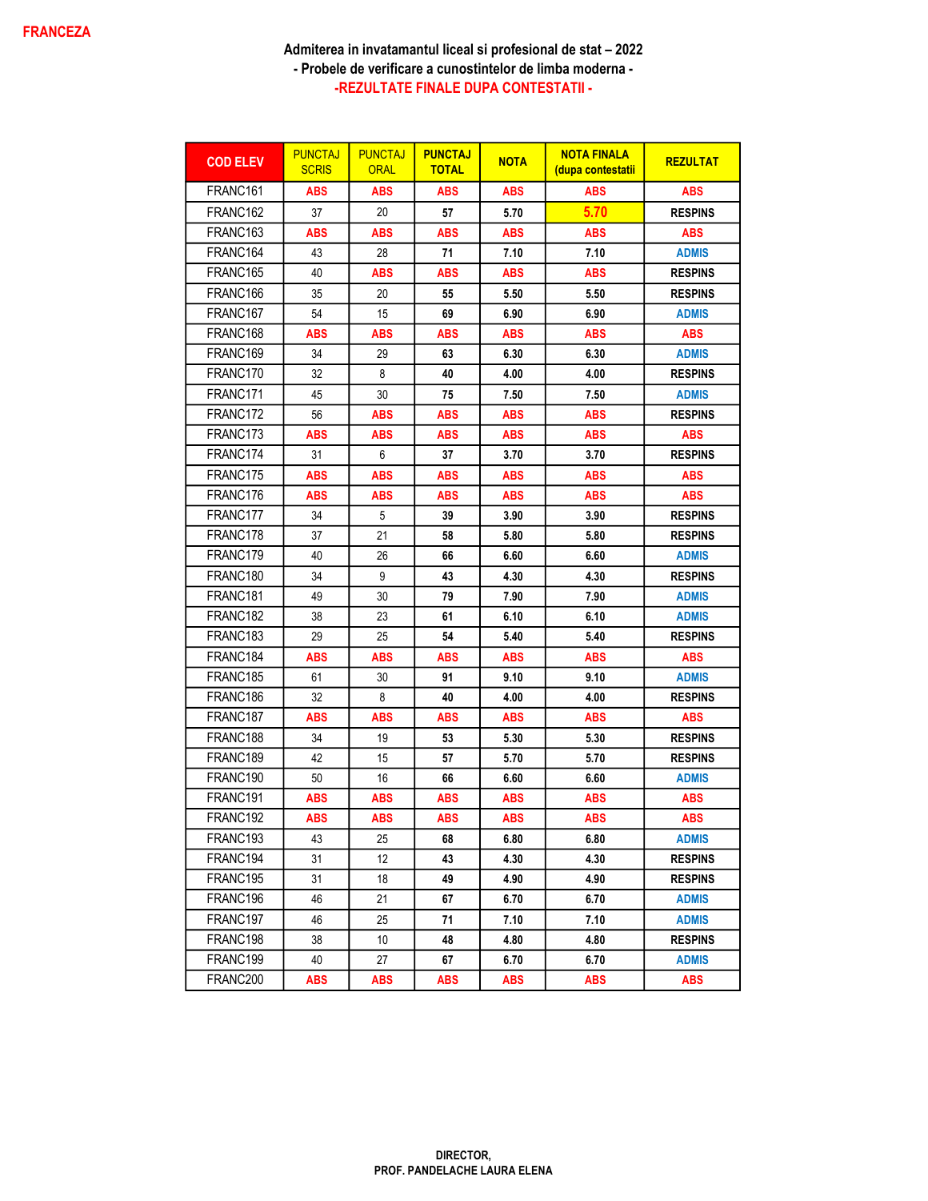**FRANCEZA**

**Admiterea in invatamantul liceal si profesional de stat – 2022**

**- Probele de verificare a cunostintelor de limba moderna -**

**-REZULTATE FINALE DUPA CONTESTATII -**

| COD ELEV | PUNCTAJ SCRIS | PUNCTAJ ORAL | PUNCTAJ TOTAL | NOTA | NOTA FINALA (dupa contestatii | REZULTAT |
|---|---|---|---|---|---|---|
| FRANC161 | ABS | ABS | ABS | ABS | ABS | ABS |
| FRANC162 | 37 | 20 | 57 | 5.70 | 5.70 | RESPINS |
| FRANC163 | ABS | ABS | ABS | ABS | ABS | ABS |
| FRANC164 | 43 | 28 | 71 | 7.10 | 7.10 | ADMIS |
| FRANC165 | 40 | ABS | ABS | ABS | ABS | RESPINS |
| FRANC166 | 35 | 20 | 55 | 5.50 | 5.50 | RESPINS |
| FRANC167 | 54 | 15 | 69 | 6.90 | 6.90 | ADMIS |
| FRANC168 | ABS | ABS | ABS | ABS | ABS | ABS |
| FRANC169 | 34 | 29 | 63 | 6.30 | 6.30 | ADMIS |
| FRANC170 | 32 | 8 | 40 | 4.00 | 4.00 | RESPINS |
| FRANC171 | 45 | 30 | 75 | 7.50 | 7.50 | ADMIS |
| FRANC172 | 56 | ABS | ABS | ABS | ABS | RESPINS |
| FRANC173 | ABS | ABS | ABS | ABS | ABS | ABS |
| FRANC174 | 31 | 6 | 37 | 3.70 | 3.70 | RESPINS |
| FRANC175 | ABS | ABS | ABS | ABS | ABS | ABS |
| FRANC176 | ABS | ABS | ABS | ABS | ABS | ABS |
| FRANC177 | 34 | 5 | 39 | 3.90 | 3.90 | RESPINS |
| FRANC178 | 37 | 21 | 58 | 5.80 | 5.80 | RESPINS |
| FRANC179 | 40 | 26 | 66 | 6.60 | 6.60 | ADMIS |
| FRANC180 | 34 | 9 | 43 | 4.30 | 4.30 | RESPINS |
| FRANC181 | 49 | 30 | 79 | 7.90 | 7.90 | ADMIS |
| FRANC182 | 38 | 23 | 61 | 6.10 | 6.10 | ADMIS |
| FRANC183 | 29 | 25 | 54 | 5.40 | 5.40 | RESPINS |
| FRANC184 | ABS | ABS | ABS | ABS | ABS | ABS |
| FRANC185 | 61 | 30 | 91 | 9.10 | 9.10 | ADMIS |
| FRANC186 | 32 | 8 | 40 | 4.00 | 4.00 | RESPINS |
| FRANC187 | ABS | ABS | ABS | ABS | ABS | ABS |
| FRANC188 | 34 | 19 | 53 | 5.30 | 5.30 | RESPINS |
| FRANC189 | 42 | 15 | 57 | 5.70 | 5.70 | RESPINS |
| FRANC190 | 50 | 16 | 66 | 6.60 | 6.60 | ADMIS |
| FRANC191 | ABS | ABS | ABS | ABS | ABS | ABS |
| FRANC192 | ABS | ABS | ABS | ABS | ABS | ABS |
| FRANC193 | 43 | 25 | 68 | 6.80 | 6.80 | ADMIS |
| FRANC194 | 31 | 12 | 43 | 4.30 | 4.30 | RESPINS |
| FRANC195 | 31 | 18 | 49 | 4.90 | 4.90 | RESPINS |
| FRANC196 | 46 | 21 | 67 | 6.70 | 6.70 | ADMIS |
| FRANC197 | 46 | 25 | 71 | 7.10 | 7.10 | ADMIS |
| FRANC198 | 38 | 10 | 48 | 4.80 | 4.80 | RESPINS |
| FRANC199 | 40 | 27 | 67 | 6.70 | 6.70 | ADMIS |
| FRANC200 | ABS | ABS | ABS | ABS | ABS | ABS |

**DIRECTOR,**
**PROF. PANDELACHE LAURA ELENA**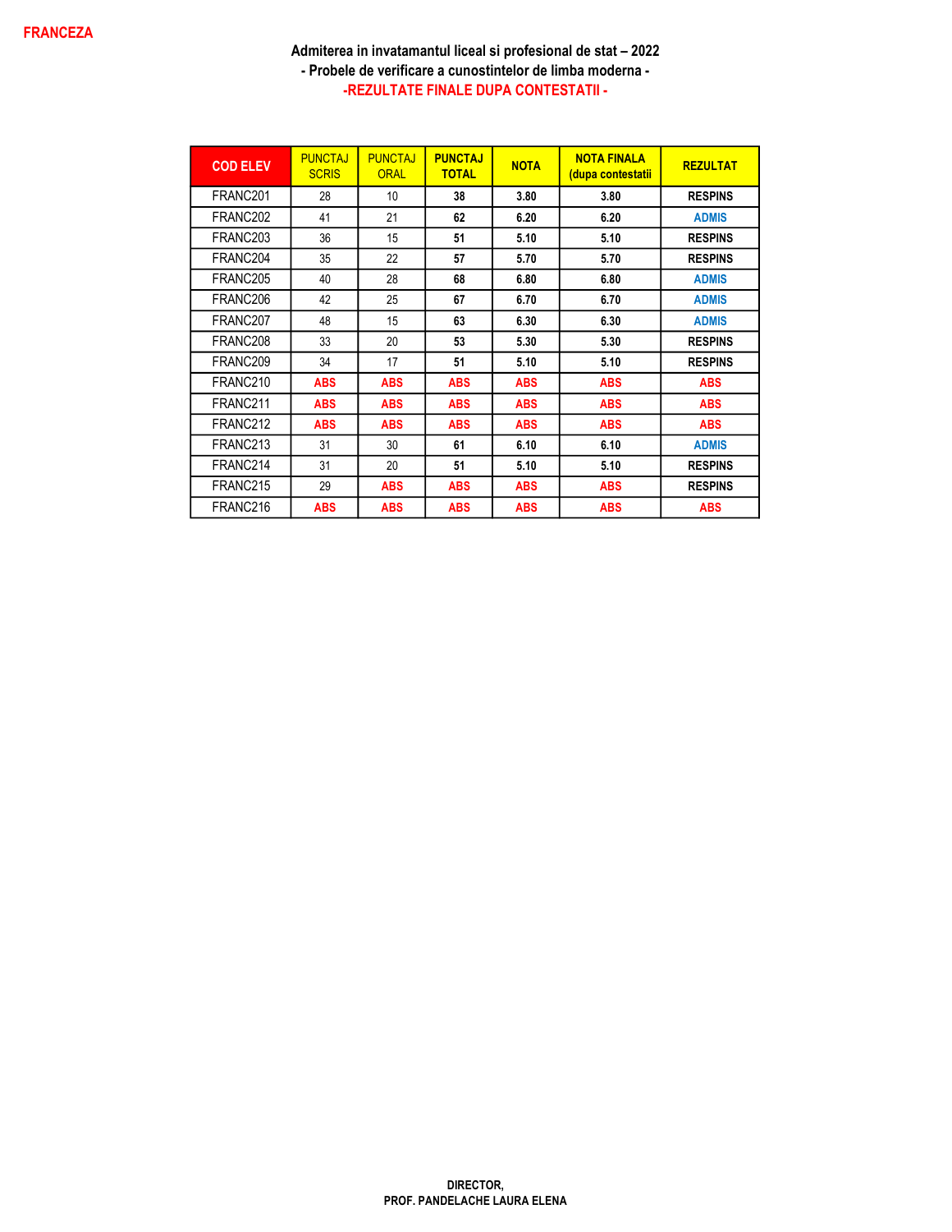**FRANCEZA**

**Admiterea in invatamantul liceal si profesional de stat – 2022**
**- Probele de verificare a cunostintelor de limba moderna -**
**-REZULTATE FINALE DUPA CONTESTATII -**

| COD ELEV | PUNCTAJ SCRIS | PUNCTAJ ORAL | PUNCTAJ TOTAL | NOTA | NOTA FINALA (dupa contestatii | REZULTAT |
|---|---|---|---|---|---|---|
| FRANC201 | 28 | 10 | 38 | 3.80 | 3.80 | RESPINS |
| FRANC202 | 41 | 21 | 62 | 6.20 | 6.20 | ADMIS |
| FRANC203 | 36 | 15 | 51 | 5.10 | 5.10 | RESPINS |
| FRANC204 | 35 | 22 | 57 | 5.70 | 5.70 | RESPINS |
| FRANC205 | 40 | 28 | 68 | 6.80 | 6.80 | ADMIS |
| FRANC206 | 42 | 25 | 67 | 6.70 | 6.70 | ADMIS |
| FRANC207 | 48 | 15 | 63 | 6.30 | 6.30 | ADMIS |
| FRANC208 | 33 | 20 | 53 | 5.30 | 5.30 | RESPINS |
| FRANC209 | 34 | 17 | 51 | 5.10 | 5.10 | RESPINS |
| FRANC210 | ABS | ABS | ABS | ABS | ABS | ABS |
| FRANC211 | ABS | ABS | ABS | ABS | ABS | ABS |
| FRANC212 | ABS | ABS | ABS | ABS | ABS | ABS |
| FRANC213 | 31 | 30 | 61 | 6.10 | 6.10 | ADMIS |
| FRANC214 | 31 | 20 | 51 | 5.10 | 5.10 | RESPINS |
| FRANC215 | 29 | ABS | ABS | ABS | ABS | RESPINS |
| FRANC216 | ABS | ABS | ABS | ABS | ABS | ABS |

**DIRECTOR,**
**PROF. PANDELACHE LAURA ELENA**